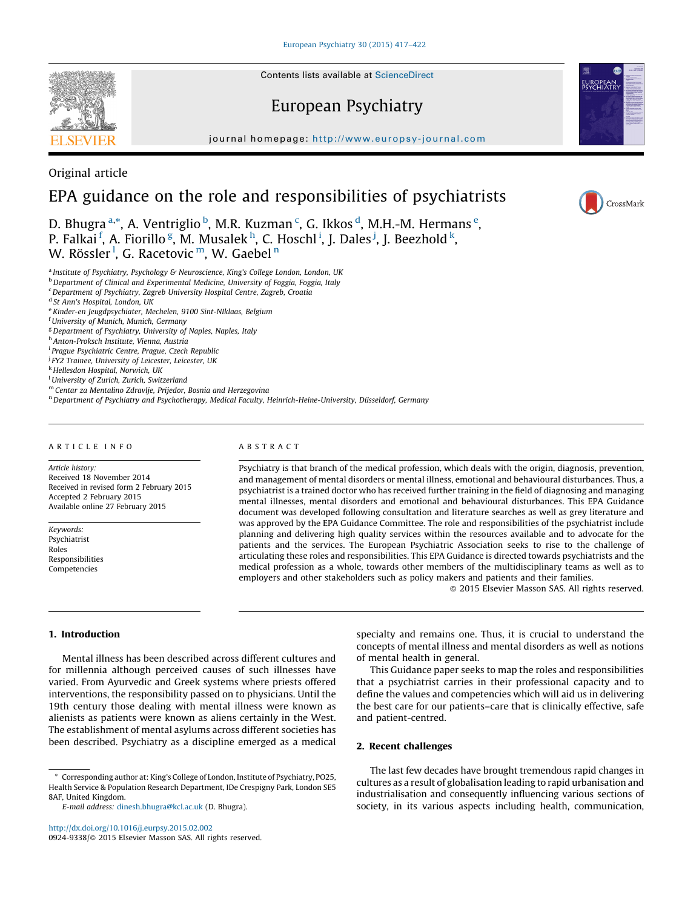Original article

# EPA guidance on the role and responsibilities of psychiatrists

D. Bhugra [a,*], A. Ventriglio [b], M.R. Kuzman [c], G. Ikkos [d], M.H.-M. Hermans [e], P. Falkai [f], A. Fiorillo [g], M. Musalek [h], C. Hoschl [i], J. Dales [j], J. Beezhold [k], W. Rössler [l], G. Racetovic [m], W. Gaebel [n]

[a] Institute of Psychiatry, Psychology & Neuroscience, King's College London, London, UK
[b] Department of Clinical and Experimental Medicine, University of Foggia, Foggia, Italy
[c] Department of Psychiatry, Zagreb University Hospital Centre, Zagreb, Croatia
[d] St Ann's Hospital, London, UK
[e] Kinder-en Jeugdpsychiater, Mechelen, 9100 Sint-NIklaas, Belgium
[f] University of Munich, Munich, Germany
[g] Department of Psychiatry, University of Naples, Naples, Italy
[h] Anton-Proksch Institute, Vienna, Austria
[i] Prague Psychiatric Centre, Prague, Czech Republic
[j] FY2 Trainee, University of Leicester, Leicester, UK
[k] Hellesdon Hospital, Norwich, UK
[l] University of Zurich, Zurich, Switzerland
[m] Centar za Mentalino Zdravlje, Prijedor, Bosnia and Herzegovina
[n] Department of Psychiatry and Psychotherapy, Medical Faculty, Heinrich-Heine-University, Düsseldorf, Germany

**ARTICLE INFO**

*Article history:*
Received 18 November 2014
Received in revised form 2 February 2015
Accepted 2 February 2015
Available online 27 February 2015

*Keywords:*
Psychiatrist
Roles
Responsibilities
Competencies

**ABSTRACT**

Psychiatry is that branch of the medical profession, which deals with the origin, diagnosis, prevention, and management of mental disorders or mental illness, emotional and behavioural disturbances. Thus, a psychiatrist is a trained doctor who has received further training in the field of diagnosing and managing mental illnesses, mental disorders and emotional and behavioural disturbances. This EPA Guidance document was developed following consultation and literature searches as well as grey literature and was approved by the EPA Guidance Committee. The role and responsibilities of the psychiatrist include planning and delivering high quality services within the resources available and to advocate for the patients and the services. The European Psychiatric Association seeks to rise to the challenge of articulating these roles and responsibilities. This EPA Guidance is directed towards psychiatrists and the medical profession as a whole, towards other members of the multidisciplinary teams as well as to employers and other stakeholders such as policy makers and patients and their families.

© 2015 Elsevier Masson SAS. All rights reserved.

## 1. Introduction

Mental illness has been described across different cultures and for millennia although perceived causes of such illnesses have varied. From Ayurvedic and Greek systems where priests offered interventions, the responsibility passed on to physicians. Until the 19th century those dealing with mental illness were known as alienists as patients were known as aliens certainly in the West. The establishment of mental asylums across different societies has been described. Psychiatry as a discipline emerged as a medical specialty and remains one. Thus, it is crucial to understand the concepts of mental illness and mental disorders as well as notions of mental health in general.

This Guidance paper seeks to map the roles and responsibilities that a psychiatrist carries in their professional capacity and to define the values and competencies which will aid us in delivering the best care for our patients–care that is clinically effective, safe and patient-centred.

## 2. Recent challenges

The last few decades have brought tremendous rapid changes in cultures as a result of globalisation leading to rapid urbanisation and industrialisation and consequently influencing various sections of society, in its various aspects including health, communication,

* Corresponding author at: King's College of London, Institute of Psychiatry, PO25, Health Service & Population Research Department, IDe Crespigny Park, London SE5 8AF, United Kingdom.
E-mail address: dinesh.bhugra@kcl.ac.uk (D. Bhugra).

http://dx.doi.org/10.1016/j.eurpsy.2015.02.002
0924-9338/© 2015 Elsevier Masson SAS. All rights reserved.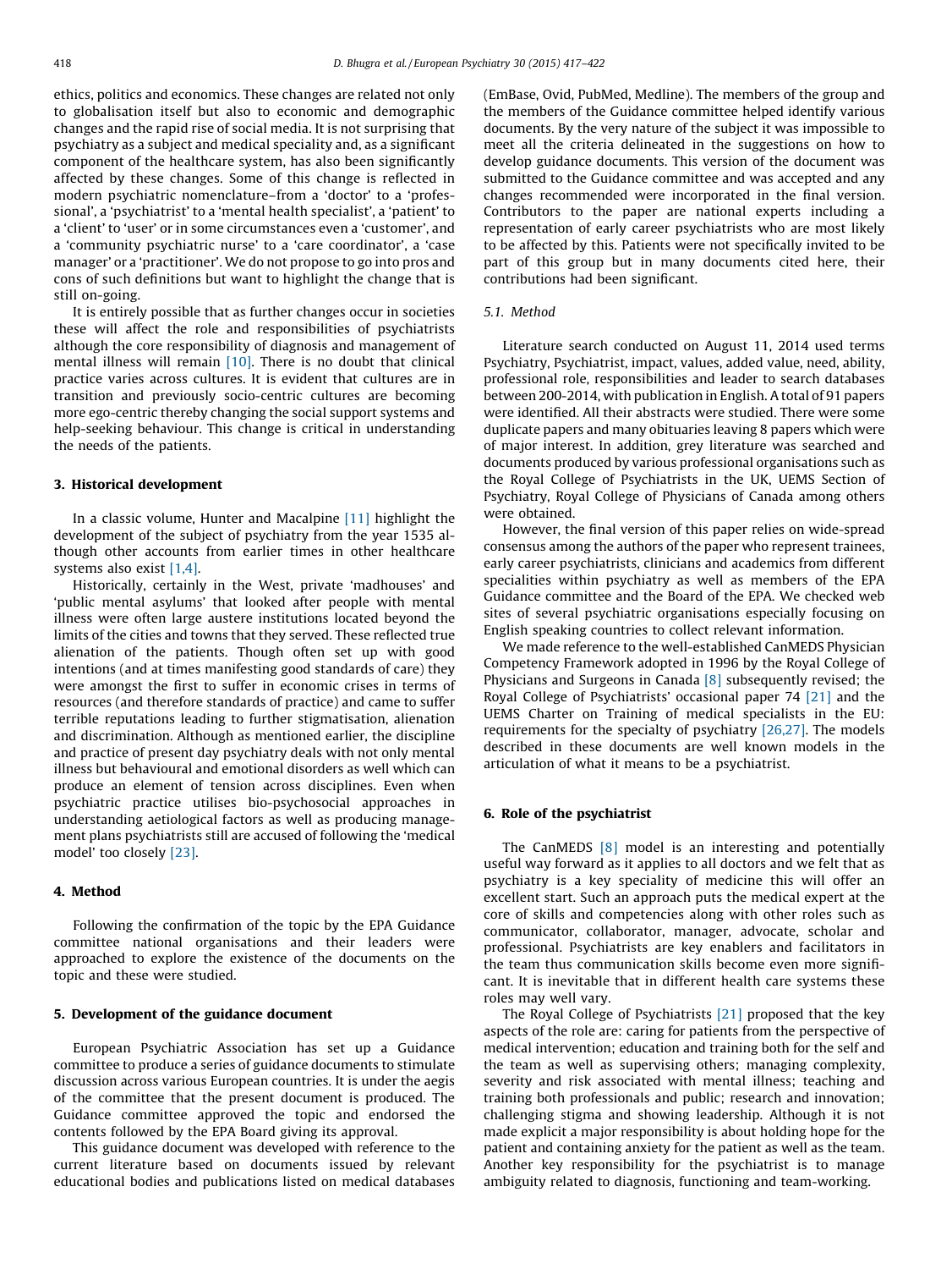ethics, politics and economics. These changes are related not only to globalisation itself but also to economic and demographic changes and the rapid rise of social media. It is not surprising that psychiatry as a subject and medical speciality and, as a significant component of the healthcare system, has also been significantly affected by these changes. Some of this change is reflected in modern psychiatric nomenclature–from a 'doctor' to a 'professional', a 'psychiatrist' to a 'mental health specialist', a 'patient' to a 'client' to 'user' or in some circumstances even a 'customer', and a 'community psychiatric nurse' to a 'care coordinator', a 'case manager' or a 'practitioner'. We do not propose to go into pros and cons of such definitions but want to highlight the change that is still on-going.

It is entirely possible that as further changes occur in societies these will affect the role and responsibilities of psychiatrists although the core responsibility of diagnosis and management of mental illness will remain [10]. There is no doubt that clinical practice varies across cultures. It is evident that cultures are in transition and previously socio-centric cultures are becoming more ego-centric thereby changing the social support systems and help-seeking behaviour. This change is critical in understanding the needs of the patients.

## 3. Historical development

In a classic volume, Hunter and Macalpine [11] highlight the development of the subject of psychiatry from the year 1535 although other accounts from earlier times in other healthcare systems also exist [1,4].

Historically, certainly in the West, private 'madhouses' and 'public mental asylums' that looked after people with mental illness were often large austere institutions located beyond the limits of the cities and towns that they served. These reflected true alienation of the patients. Though often set up with good intentions (and at times manifesting good standards of care) they were amongst the first to suffer in economic crises in terms of resources (and therefore standards of practice) and came to suffer terrible reputations leading to further stigmatisation, alienation and discrimination. Although as mentioned earlier, the discipline and practice of present day psychiatry deals with not only mental illness but behavioural and emotional disorders as well which can produce an element of tension across disciplines. Even when psychiatric practice utilises bio-psychosocial approaches in understanding aetiological factors as well as producing management plans psychiatrists still are accused of following the 'medical model' too closely [23].

## 4. Method

Following the confirmation of the topic by the EPA Guidance committee national organisations and their leaders were approached to explore the existence of the documents on the topic and these were studied.

## 5. Development of the guidance document

European Psychiatric Association has set up a Guidance committee to produce a series of guidance documents to stimulate discussion across various European countries. It is under the aegis of the committee that the present document is produced. The Guidance committee approved the topic and endorsed the contents followed by the EPA Board giving its approval.

This guidance document was developed with reference to the current literature based on documents issued by relevant educational bodies and publications listed on medical databases (EmBase, Ovid, PubMed, Medline). The members of the group and the members of the Guidance committee helped identify various documents. By the very nature of the subject it was impossible to meet all the criteria delineated in the suggestions on how to develop guidance documents. This version of the document was submitted to the Guidance committee and was accepted and any changes recommended were incorporated in the final version. Contributors to the paper are national experts including a representation of early career psychiatrists who are most likely to be affected by this. Patients were not specifically invited to be part of this group but in many documents cited here, their contributions had been significant.

### 5.1. Method

Literature search conducted on August 11, 2014 used terms Psychiatry, Psychiatrist, impact, values, added value, need, ability, professional role, responsibilities and leader to search databases between 200-2014, with publication in English. A total of 91 papers were identified. All their abstracts were studied. There were some duplicate papers and many obituaries leaving 8 papers which were of major interest. In addition, grey literature was searched and documents produced by various professional organisations such as the Royal College of Psychiatrists in the UK, UEMS Section of Psychiatry, Royal College of Physicians of Canada among others were obtained.

However, the final version of this paper relies on wide-spread consensus among the authors of the paper who represent trainees, early career psychiatrists, clinicians and academics from different specialities within psychiatry as well as members of the EPA Guidance committee and the Board of the EPA. We checked web sites of several psychiatric organisations especially focusing on English speaking countries to collect relevant information.

We made reference to the well-established CanMEDS Physician Competency Framework adopted in 1996 by the Royal College of Physicians and Surgeons in Canada [8] subsequently revised; the Royal College of Psychiatrists' occasional paper 74 [21] and the UEMS Charter on Training of medical specialists in the EU: requirements for the specialty of psychiatry [26,27]. The models described in these documents are well known models in the articulation of what it means to be a psychiatrist.

## 6. Role of the psychiatrist

The CanMEDS [8] model is an interesting and potentially useful way forward as it applies to all doctors and we felt that as psychiatry is a key speciality of medicine this will offer an excellent start. Such an approach puts the medical expert at the core of skills and competencies along with other roles such as communicator, collaborator, manager, advocate, scholar and professional. Psychiatrists are key enablers and facilitators in the team thus communication skills become even more significant. It is inevitable that in different health care systems these roles may well vary.

The Royal College of Psychiatrists [21] proposed that the key aspects of the role are: caring for patients from the perspective of medical intervention; education and training both for the self and the team as well as supervising others; managing complexity, severity and risk associated with mental illness; teaching and training both professionals and public; research and innovation; challenging stigma and showing leadership. Although it is not made explicit a major responsibility is about holding hope for the patient and containing anxiety for the patient as well as the team. Another key responsibility for the psychiatrist is to manage ambiguity related to diagnosis, functioning and team-working.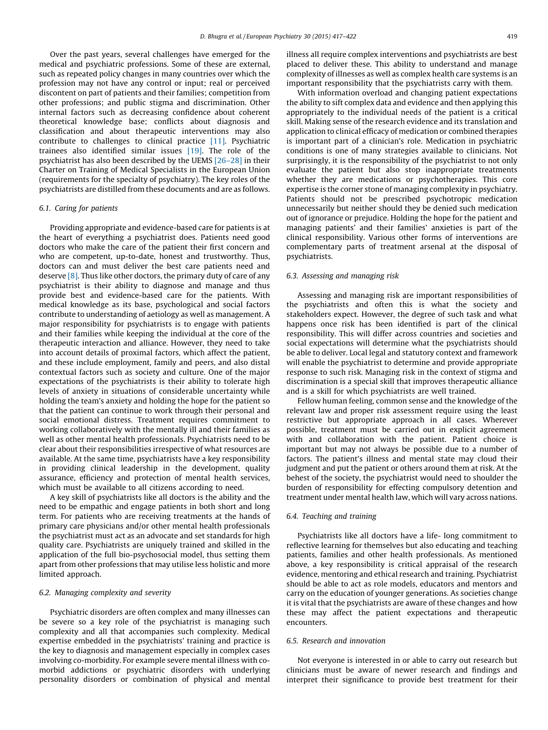Over the past years, several challenges have emerged for the medical and psychiatric professions. Some of these are external, such as repeated policy changes in many countries over which the profession may not have any control or input; real or perceived discontent on part of patients and their families; competition from other professions; and public stigma and discrimination. Other internal factors such as decreasing confidence about coherent theoretical knowledge base; conflicts about diagnosis and classification and about therapeutic interventions may also contribute to challenges to clinical practice [11]. Psychiatric trainees also identified similar issues [19]. The role of the psychiatrist has also been described by the UEMS [26–28] in their Charter on Training of Medical Specialists in the European Union (requirements for the specialty of psychiatry). The key roles of the psychiatrists are distilled from these documents and are as follows.

### 6.1. Caring for patients

Providing appropriate and evidence-based care for patients is at the heart of everything a psychiatrist does. Patients need good doctors who make the care of the patient their first concern and who are competent, up-to-date, honest and trustworthy. Thus, doctors can and must deliver the best care patients need and deserve [8]. Thus like other doctors, the primary duty of care of any psychiatrist is their ability to diagnose and manage and thus provide best and evidence-based care for the patients. With medical knowledge as its base, psychological and social factors contribute to understanding of aetiology as well as management. A major responsibility for psychiatrists is to engage with patients and their families while keeping the individual at the core of the therapeutic interaction and alliance. However, they need to take into account details of proximal factors, which affect the patient, and these include employment, family and peers, and also distal contextual factors such as society and culture. One of the major expectations of the psychiatrists is their ability to tolerate high levels of anxiety in situations of considerable uncertainty while holding the team's anxiety and holding the hope for the patient so that the patient can continue to work through their personal and social emotional distress. Treatment requires commitment to working collaboratively with the mentally ill and their families as well as other mental health professionals. Psychiatrists need to be clear about their responsibilities irrespective of what resources are available. At the same time, psychiatrists have a key responsibility in providing clinical leadership in the development, quality assurance, efficiency and protection of mental health services, which must be available to all citizens according to need.

A key skill of psychiatrists like all doctors is the ability and the need to be empathic and engage patients in both short and long term. For patients who are receiving treatments at the hands of primary care physicians and/or other mental health professionals the psychiatrist must act as an advocate and set standards for high quality care. Psychiatrists are uniquely trained and skilled in the application of the full bio-psychosocial model, thus setting them apart from other professions that may utilise less holistic and more limited approach.

### 6.2. Managing complexity and severity

Psychiatric disorders are often complex and many illnesses can be severe so a key role of the psychiatrist is managing such complexity and all that accompanies such complexity. Medical expertise embedded in the psychiatrists' training and practice is the key to diagnosis and management especially in complex cases involving co-morbidity. For example severe mental illness with co-morbid addictions or psychiatric disorders with underlying personality disorders or combination of physical and mental illness all require complex interventions and psychiatrists are best placed to deliver these. This ability to understand and manage complexity of illnesses as well as complex health care systems is an important responsibility that the psychiatrists carry with them.

With information overload and changing patient expectations the ability to sift complex data and evidence and then applying this appropriately to the individual needs of the patient is a critical skill. Making sense of the research evidence and its translation and application to clinical efficacy of medication or combined therapies is important part of a clinician's role. Medication in psychiatric conditions is one of many strategies available to clinicians. Not surprisingly, it is the responsibility of the psychiatrist to not only evaluate the patient but also stop inappropriate treatments whether they are medications or psychotherapies. This core expertise is the corner stone of managing complexity in psychiatry. Patients should not be prescribed psychotropic medication unnecessarily but neither should they be denied such medication out of ignorance or prejudice. Holding the hope for the patient and managing patients' and their families' anxieties is part of the clinical responsibility. Various other forms of interventions are complementary parts of treatment arsenal at the disposal of psychiatrists.

### 6.3. Assessing and managing risk

Assessing and managing risk are important responsibilities of the psychiatrists and often this is what the society and stakeholders expect. However, the degree of such task and what happens once risk has been identified is part of the clinical responsibility. This will differ across countries and societies and social expectations will determine what the psychiatrists should be able to deliver. Local legal and statutory context and framework will enable the psychiatrist to determine and provide appropriate response to such risk. Managing risk in the context of stigma and discrimination is a special skill that improves therapeutic alliance and is a skill for which psychiatrists are well trained.

Fellow human feeling, common sense and the knowledge of the relevant law and proper risk assessment require using the least restrictive but appropriate approach in all cases. Wherever possible, treatment must be carried out in explicit agreement with and collaboration with the patient. Patient choice is important but may not always be possible due to a number of factors. The patient's illness and mental state may cloud their judgment and put the patient or others around them at risk. At the behest of the society, the psychiatrist would need to shoulder the burden of responsibility for effecting compulsory detention and treatment under mental health law, which will vary across nations.

### 6.4. Teaching and training

Psychiatrists like all doctors have a life- long commitment to reflective learning for themselves but also educating and teaching patients, families and other health professionals. As mentioned above, a key responsibility is critical appraisal of the research evidence, mentoring and ethical research and training. Psychiatrist should be able to act as role models, educators and mentors and carry on the education of younger generations. As societies change it is vital that the psychiatrists are aware of these changes and how these may affect the patient expectations and therapeutic encounters.

### 6.5. Research and innovation

Not everyone is interested in or able to carry out research but clinicians must be aware of newer research and findings and interpret their significance to provide best treatment for their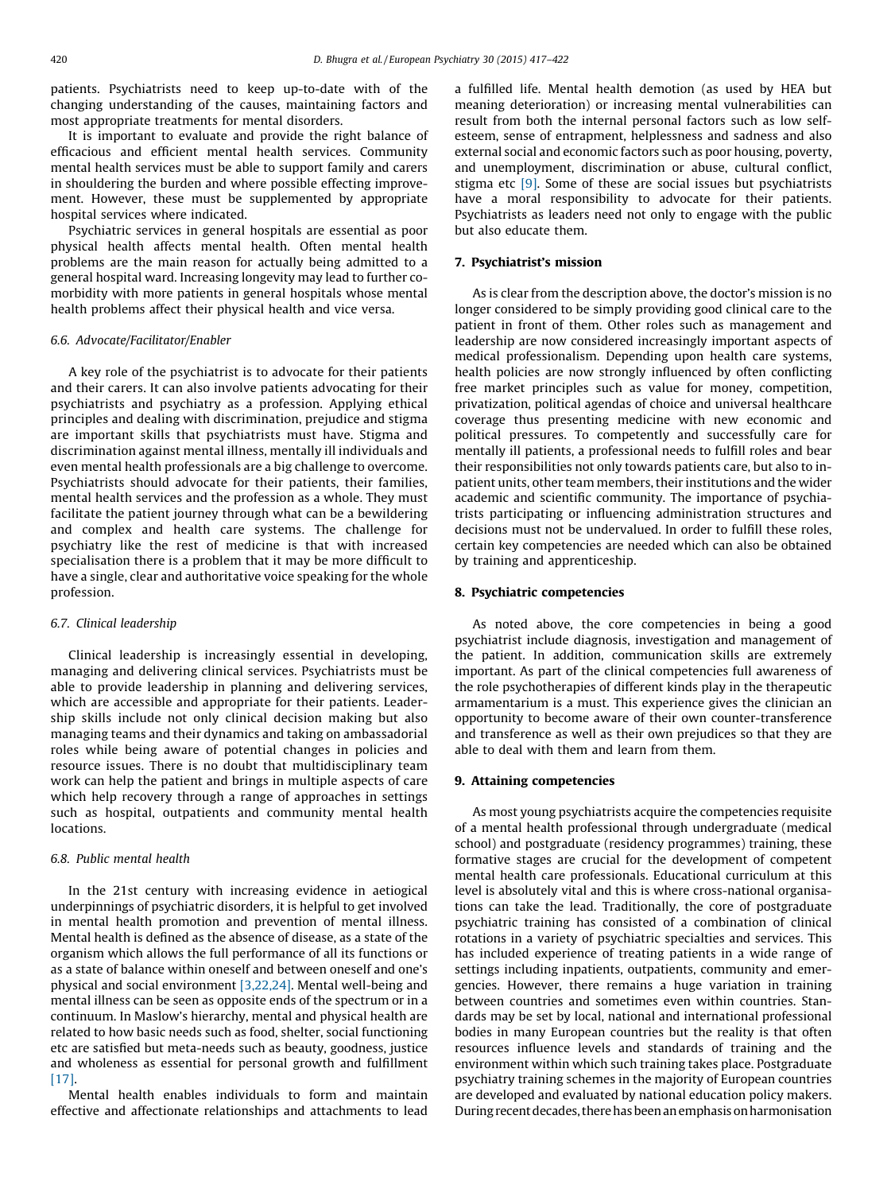patients. Psychiatrists need to keep up-to-date with of the changing understanding of the causes, maintaining factors and most appropriate treatments for mental disorders.

It is important to evaluate and provide the right balance of efficacious and efficient mental health services. Community mental health services must be able to support family and carers in shouldering the burden and where possible effecting improvement. However, these must be supplemented by appropriate hospital services where indicated.

Psychiatric services in general hospitals are essential as poor physical health affects mental health. Often mental health problems are the main reason for actually being admitted to a general hospital ward. Increasing longevity may lead to further co-morbidity with more patients in general hospitals whose mental health problems affect their physical health and vice versa.

### 6.6. Advocate/Facilitator/Enabler

A key role of the psychiatrist is to advocate for their patients and their carers. It can also involve patients advocating for their psychiatrists and psychiatry as a profession. Applying ethical principles and dealing with discrimination, prejudice and stigma are important skills that psychiatrists must have. Stigma and discrimination against mental illness, mentally ill individuals and even mental health professionals are a big challenge to overcome. Psychiatrists should advocate for their patients, their families, mental health services and the profession as a whole. They must facilitate the patient journey through what can be a bewildering and complex and health care systems. The challenge for psychiatry like the rest of medicine is that with increased specialisation there is a problem that it may be more difficult to have a single, clear and authoritative voice speaking for the whole profession.

### 6.7. Clinical leadership

Clinical leadership is increasingly essential in developing, managing and delivering clinical services. Psychiatrists must be able to provide leadership in planning and delivering services, which are accessible and appropriate for their patients. Leadership skills include not only clinical decision making but also managing teams and their dynamics and taking on ambassadorial roles while being aware of potential changes in policies and resource issues. There is no doubt that multidisciplinary team work can help the patient and brings in multiple aspects of care which help recovery through a range of approaches in settings such as hospital, outpatients and community mental health locations.

### 6.8. Public mental health

In the 21st century with increasing evidence in aetiogical underpinnings of psychiatric disorders, it is helpful to get involved in mental health promotion and prevention of mental illness. Mental health is defined as the absence of disease, as a state of the organism which allows the full performance of all its functions or as a state of balance within oneself and between oneself and one's physical and social environment [3,22,24]. Mental well-being and mental illness can be seen as opposite ends of the spectrum or in a continuum. In Maslow's hierarchy, mental and physical health are related to how basic needs such as food, shelter, social functioning etc are satisfied but meta-needs such as beauty, goodness, justice and wholeness as essential for personal growth and fulfillment [17].

Mental health enables individuals to form and maintain effective and affectionate relationships and attachments to lead a fulfilled life. Mental health demotion (as used by HEA but meaning deterioration) or increasing mental vulnerabilities can result from both the internal personal factors such as low self-esteem, sense of entrapment, helplessness and sadness and also external social and economic factors such as poor housing, poverty, and unemployment, discrimination or abuse, cultural conflict, stigma etc [9]. Some of these are social issues but psychiatrists have a moral responsibility to advocate for their patients. Psychiatrists as leaders need not only to engage with the public but also educate them.

## 7. Psychiatrist's mission

As is clear from the description above, the doctor's mission is no longer considered to be simply providing good clinical care to the patient in front of them. Other roles such as management and leadership are now considered increasingly important aspects of medical professionalism. Depending upon health care systems, health policies are now strongly influenced by often conflicting free market principles such as value for money, competition, privatization, political agendas of choice and universal healthcare coverage thus presenting medicine with new economic and political pressures. To competently and successfully care for mentally ill patients, a professional needs to fulfill roles and bear their responsibilities not only towards patients care, but also to in-patient units, other team members, their institutions and the wider academic and scientific community. The importance of psychiatrists participating or influencing administration structures and decisions must not be undervalued. In order to fulfill these roles, certain key competencies are needed which can also be obtained by training and apprenticeship.

## 8. Psychiatric competencies

As noted above, the core competencies in being a good psychiatrist include diagnosis, investigation and management of the patient. In addition, communication skills are extremely important. As part of the clinical competencies full awareness of the role psychotherapies of different kinds play in the therapeutic armamentarium is a must. This experience gives the clinician an opportunity to become aware of their own counter-transference and transference as well as their own prejudices so that they are able to deal with them and learn from them.

## 9. Attaining competencies

As most young psychiatrists acquire the competencies requisite of a mental health professional through undergraduate (medical school) and postgraduate (residency programmes) training, these formative stages are crucial for the development of competent mental health care professionals. Educational curriculum at this level is absolutely vital and this is where cross-national organisations can take the lead. Traditionally, the core of postgraduate psychiatric training has consisted of a combination of clinical rotations in a variety of psychiatric specialties and services. This has included experience of treating patients in a wide range of settings including inpatients, outpatients, community and emergencies. However, there remains a huge variation in training between countries and sometimes even within countries. Standards may be set by local, national and international professional bodies in many European countries but the reality is that often resources influence levels and standards of training and the environment within which such training takes place. Postgraduate psychiatry training schemes in the majority of European countries are developed and evaluated by national education policy makers. During recent decades, there has been an emphasis on harmonisation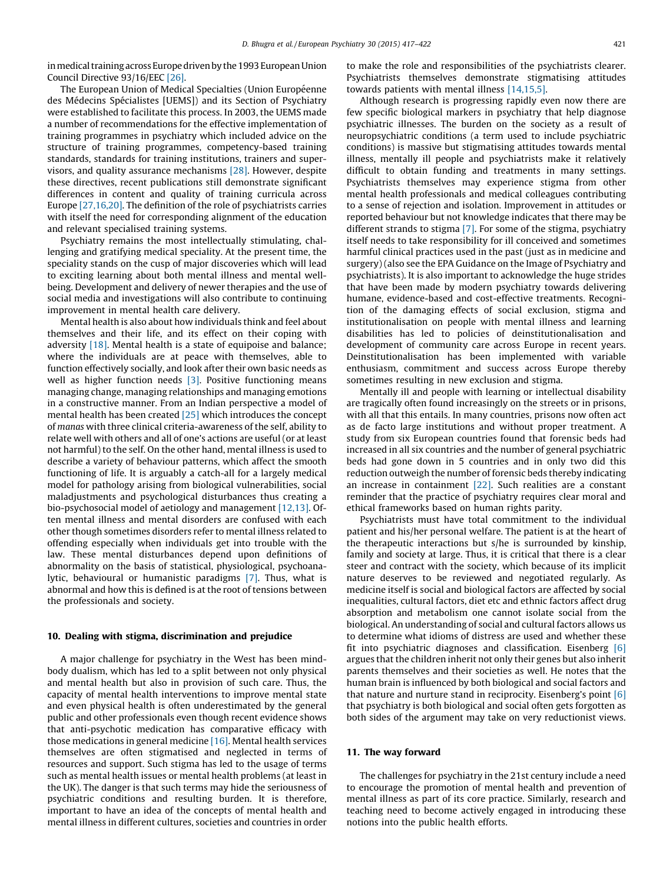in medical training across Europe driven by the 1993 European Union Council Directive 93/16/EEC [26].

The European Union of Medical Specialties (Union Européenne des Médecins Spécialistes [UEMS]) and its Section of Psychiatry were established to facilitate this process. In 2003, the UEMS made a number of recommendations for the effective implementation of training programmes in psychiatry which included advice on the structure of training programmes, competency-based training standards, standards for training institutions, trainers and supervisors, and quality assurance mechanisms [28]. However, despite these directives, recent publications still demonstrate significant differences in content and quality of training curricula across Europe [27,16,20]. The definition of the role of psychiatrists carries with itself the need for corresponding alignment of the education and relevant specialised training systems.

Psychiatry remains the most intellectually stimulating, challenging and gratifying medical speciality. At the present time, the speciality stands on the cusp of major discoveries which will lead to exciting learning about both mental illness and mental wellbeing. Development and delivery of newer therapies and the use of social media and investigations will also contribute to continuing improvement in mental health care delivery.

Mental health is also about how individuals think and feel about themselves and their life, and its effect on their coping with adversity [18]. Mental health is a state of equipoise and balance; where the individuals are at peace with themselves, able to function effectively socially, and look after their own basic needs as well as higher function needs [3]. Positive functioning means managing change, managing relationships and managing emotions in a constructive manner. From an Indian perspective a model of mental health has been created [25] which introduces the concept of *manas* with three clinical criteria-awareness of the self, ability to relate well with others and all of one's actions are useful (or at least not harmful) to the self. On the other hand, mental illness is used to describe a variety of behaviour patterns, which affect the smooth functioning of life. It is arguably a catch-all for a largely medical model for pathology arising from biological vulnerabilities, social maladjustments and psychological disturbances thus creating a bio-psychosocial model of aetiology and management [12,13]. Often mental illness and mental disorders are confused with each other though sometimes disorders refer to mental illness related to offending especially when individuals get into trouble with the law. These mental disturbances depend upon definitions of abnormality on the basis of statistical, physiological, psychoanalytic, behavioural or humanistic paradigms [7]. Thus, what is abnormal and how this is defined is at the root of tensions between the professionals and society.

## 10. Dealing with stigma, discrimination and prejudice

A major challenge for psychiatry in the West has been mind-body dualism, which has led to a split between not only physical and mental health but also in provision of such care. Thus, the capacity of mental health interventions to improve mental state and even physical health is often underestimated by the general public and other professionals even though recent evidence shows that anti-psychotic medication has comparative efficacy with those medications in general medicine [16]. Mental health services themselves are often stigmatised and neglected in terms of resources and support. Such stigma has led to the usage of terms such as mental health issues or mental health problems (at least in the UK). The danger is that such terms may hide the seriousness of psychiatric conditions and resulting burden. It is therefore, important to have an idea of the concepts of mental health and mental illness in different cultures, societies and countries in order to make the role and responsibilities of the psychiatrists clearer. Psychiatrists themselves demonstrate stigmatising attitudes towards patients with mental illness [14,15,5].

Although research is progressing rapidly even now there are few specific biological markers in psychiatry that help diagnose psychiatric illnesses. The burden on the society as a result of neuropsychiatric conditions (a term used to include psychiatric conditions) is massive but stigmatising attitudes towards mental illness, mentally ill people and psychiatrists make it relatively difficult to obtain funding and treatments in many settings. Psychiatrists themselves may experience stigma from other mental health professionals and medical colleagues contributing to a sense of rejection and isolation. Improvement in attitudes or reported behaviour but not knowledge indicates that there may be different strands to stigma [7]. For some of the stigma, psychiatry itself needs to take responsibility for ill conceived and sometimes harmful clinical practices used in the past (just as in medicine and surgery) (also see the EPA Guidance on the Image of Psychiatry and psychiatrists). It is also important to acknowledge the huge strides that have been made by modern psychiatry towards delivering humane, evidence-based and cost-effective treatments. Recognition of the damaging effects of social exclusion, stigma and institutionalisation on people with mental illness and learning disabilities has led to policies of deinstitutionalisation and development of community care across Europe in recent years. Deinstitutionalisation has been implemented with variable enthusiasm, commitment and success across Europe thereby sometimes resulting in new exclusion and stigma.

Mentally ill and people with learning or intellectual disability are tragically often found increasingly on the streets or in prisons, with all that this entails. In many countries, prisons now often act as de facto large institutions and without proper treatment. A study from six European countries found that forensic beds had increased in all six countries and the number of general psychiatric beds had gone down in 5 countries and in only two did this reduction outweigh the number of forensic beds thereby indicating an increase in containment [22]. Such realities are a constant reminder that the practice of psychiatry requires clear moral and ethical frameworks based on human rights parity.

Psychiatrists must have total commitment to the individual patient and his/her personal welfare. The patient is at the heart of the therapeutic interactions but s/he is surrounded by kinship, family and society at large. Thus, it is critical that there is a clear steer and contract with the society, which because of its implicit nature deserves to be reviewed and negotiated regularly. As medicine itself is social and biological factors are affected by social inequalities, cultural factors, diet etc and ethnic factors affect drug absorption and metabolism one cannot isolate social from the biological. An understanding of social and cultural factors allows us to determine what idioms of distress are used and whether these fit into psychiatric diagnoses and classification. Eisenberg [6] argues that the children inherit not only their genes but also inherit parents themselves and their societies as well. He notes that the human brain is influenced by both biological and social factors and that nature and nurture stand in reciprocity. Eisenberg's point [6] that psychiatry is both biological and social often gets forgotten as both sides of the argument may take on very reductionist views.

## 11. The way forward

The challenges for psychiatry in the 21st century include a need to encourage the promotion of mental health and prevention of mental illness as part of its core practice. Similarly, research and teaching need to become actively engaged in introducing these notions into the public health efforts.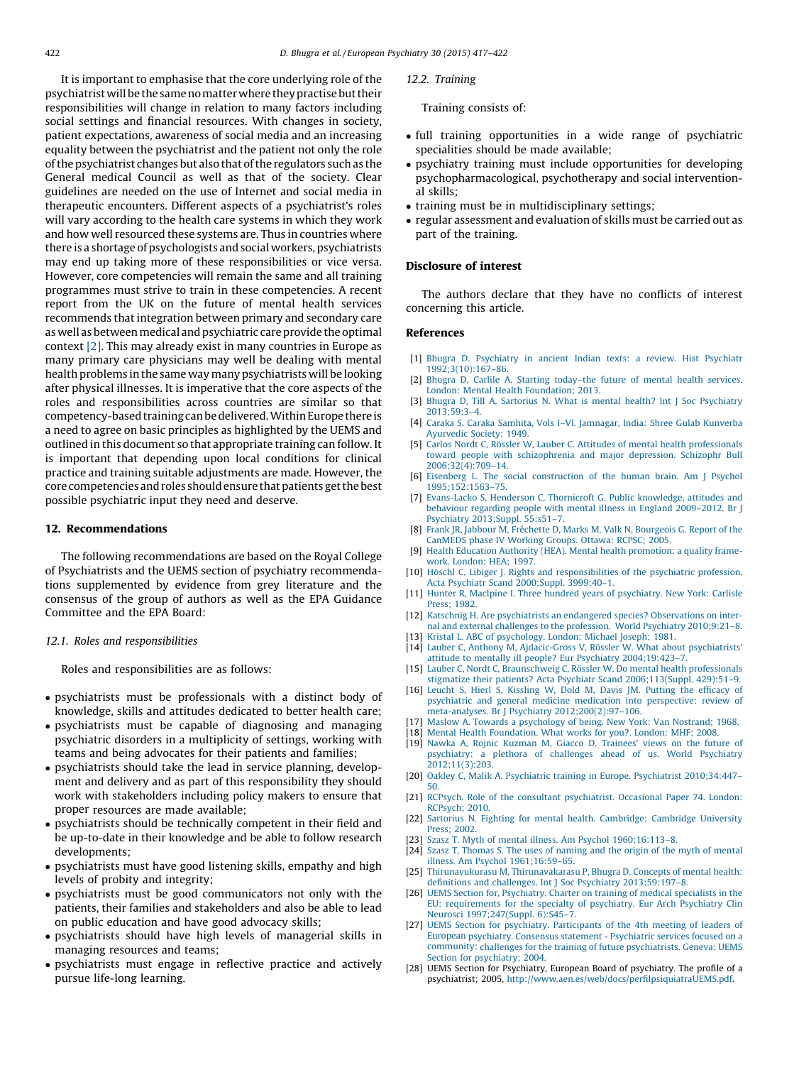It is important to emphasise that the core underlying role of the psychiatrist will be the same no matter where they practise but their responsibilities will change in relation to many factors including social settings and financial resources. With changes in society, patient expectations, awareness of social media and an increasing equality between the psychiatrist and the patient not only the role of the psychiatrist changes but also that of the regulators such as the General medical Council as well as that of the society. Clear guidelines are needed on the use of Internet and social media in therapeutic encounters. Different aspects of a psychiatrist's roles will vary according to the health care systems in which they work and how well resourced these systems are. Thus in countries where there is a shortage of psychologists and social workers, psychiatrists may end up taking more of these responsibilities or vice versa. However, core competencies will remain the same and all training programmes must strive to train in these competencies. A recent report from the UK on the future of mental health services recommends that integration between primary and secondary care as well as between medical and psychiatric care provide the optimal context [2]. This may already exist in many countries in Europe as many primary care physicians may well be dealing with mental health problems in the same way many psychiatrists will be looking after physical illnesses. It is imperative that the core aspects of the roles and responsibilities across countries are similar so that competency-based training can be delivered. Within Europe there is a need to agree on basic principles as highlighted by the UEMS and outlined in this document so that appropriate training can follow. It is important that depending upon local conditions for clinical practice and training suitable adjustments are made. However, the core competencies and roles should ensure that patients get the best possible psychiatric input they need and deserve.

## 12. Recommendations

The following recommendations are based on the Royal College of Psychiatrists and the UEMS section of psychiatry recommendations supplemented by evidence from grey literature and the consensus of the group of authors as well as the EPA Guidance Committee and the EPA Board:

### 12.1. Roles and responsibilities

Roles and responsibilities are as follows:

- psychiatrists must be professionals with a distinct body of knowledge, skills and attitudes dedicated to better health care;
- psychiatrists must be capable of diagnosing and managing psychiatric disorders in a multiplicity of settings, working with teams and being advocates for their patients and families;
- psychiatrists should take the lead in service planning, development and delivery and as part of this responsibility they should work with stakeholders including policy makers to ensure that proper resources are made available;
- psychiatrists should be technically competent in their field and be up-to-date in their knowledge and be able to follow research developments;
- psychiatrists must have good listening skills, empathy and high levels of probity and integrity;
- psychiatrists must be good communicators not only with the patients, their families and stakeholders and also be able to lead on public education and have good advocacy skills;
- psychiatrists should have high levels of managerial skills in managing resources and teams;
- psychiatrists must engage in reflective practice and actively pursue life-long learning.

### 12.2. Training

Training consists of:

- full training opportunities in a wide range of psychiatric specialities should be made available;
- psychiatry training must include opportunities for developing psychopharmacological, psychotherapy and social interventional skills;
- training must be in multidisciplinary settings;
- regular assessment and evaluation of skills must be carried out as part of the training.

## Disclosure of interest

The authors declare that they have no conflicts of interest concerning this article.

## References

[1] Bhugra D. Psychiatry in ancient Indian texts: a review. Hist Psychiatr 1992;3(10):167–86.

[2] Bhugra D, Carlile A. Starting today–the future of mental health services. London: Mental Health Foundation; 2013.

[3] Bhugra D, Till A, Sartorius N. What is mental health? Int J Soc Psychiatry 2013;59:3–4.

[4] Caraka S. Caraka Samhita, Vols I–VI. Jamnagar, India: Shree Gulab Kunverba Ayurvedic Society; 1949.

[5] Carlos Nordt C, Rössler W, Lauber C. Attitudes of mental health professionals toward people with schizophrenia and major depression. Schizophr Bull 2006;32(4):709–14.

[6] Eisenberg L. The social construction of the human brain. Am J Psychol 1995;152:1563–75.

[7] Evans-Lacko S, Henderson C, Thornicroft G. Public knowledge, attitudes and behaviour regarding people with mental illness in England 2009–2012. Br J Psychiatry 2013;Suppl. 55:s51–7.

[8] Frank JR, Jabbour M, Fréchette D, Marks M, Valk N, Bourgeois G. Report of the CanMEDS phase IV Working Groups. Ottawa: RCPSC; 2005.

[9] Health Education Authority (HEA). Mental health promotion: a quality framework. London: HEA; 1997.

[10] Höschl C, Libiger J. Rights and responsibilities of the psychiatric profession. Acta Psychiatr Scand 2000;Suppl. 3999:40–1.

[11] Hunter R, Maclpine I. Three hundred years of psychiatry. New York: Carlisle Press; 1982.

[12] Katschnig H. Are psychiatrists an endangered species? Observations on internal and external challenges to the profession. World Psychiatry 2010;9:21–8.

[13] Kristal L. ABC of psychology. London: Michael Joseph; 1981.

[14] Lauber C, Anthony M, Ajdacic-Gross V, Rössler W. What about psychiatrists' attitude to mentally ill people? Eur Psychiatry 2004;19:423–7.

[15] Lauber C, Nordt C, Braunschweig C, Rössler W. Do mental health professionals stigmatize their patients? Acta Psychiatr Scand 2006;113(Suppl. 429):51–9.

[16] Leucht S, Hierl S, Kissling W, Dold M, Davis JM. Putting the efficacy of psychiatric and general medicine medication into perspective: review of meta-analyses. Br J Psychiatry 2012;200(2):97–106.

[17] Maslow A. Towards a psychology of being. New York: Van Nostrand; 1968.

[18] Mental Health Foundation. What works for you?. London: MHF; 2008.

[19] Nawka A, Rojnic Kuzman M, Giacco D. Trainees' views on the future of psychiatry: a plethora of challenges ahead of us. World Psychiatry 2012;11(3):203.

[20] Oakley C, Malik A. Psychiatric training in Europe. Psychiatrist 2010;34:447–50.

[21] RCPsych. Role of the consultant psychiatrist. Occasional Paper 74. London: RCPsych; 2010.

[22] Sartorius N. Fighting for mental health. Cambridge: Cambridge University Press; 2002.

[23] Szasz T. Myth of mental illness. Am Psychol 1960;16:113–8.

[24] Szasz T, Thomas S. The uses of naming and the origin of the myth of mental illness. Am Psychol 1961;16:59–65.

[25] Thirunavukurasu M, Thirunavakarasu P, Bhugra D. Concepts of mental health: definitions and challenges. Int J Soc Psychiatry 2013;59:197–8.

[26] UEMS Section for, Psychiatry. Charter on training of medical specialists in the EU: requirements for the specialty of psychiatry. Eur Arch Psychiatry Clin Neurosci 1997;247(Suppl. 6):S45–7.

[27] UEMS Section for psychiatry. Participants of the 4th meeting of leaders of European psychiatry. Consensus statement - Psychiatric services focused on a community: challenges for the training of future psychiatrists. Geneva: UEMS Section for psychiatry; 2004.

[28] UEMS Section for Psychiatry, European Board of psychiatry. The profile of a psychiatrist; 2005, http://www.aen.es/web/docs/perfilpsiquiatraUEMS.pdf.